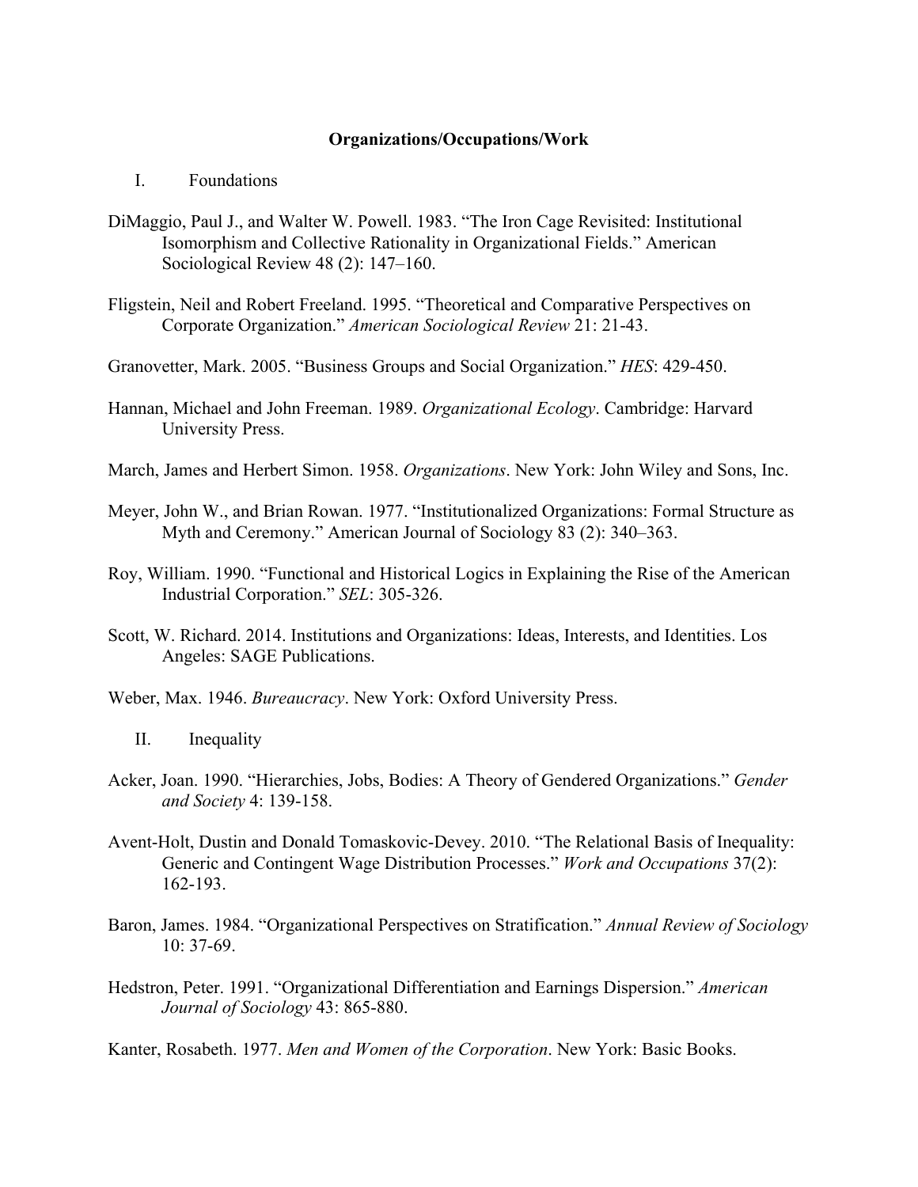# Organizations/Occupations/Work

## I. Foundations

DiMaggio, Paul J., and Walter W. Powell. 1983. "The Iron Cage Revisited: Institutional Isomorphism and Collective Rationality in Organizational Fields." American Sociological Review 48 (2): 147–160.

Fligstein, Neil and Robert Freeland. 1995. "Theoretical and Comparative Perspectives on Corporate Organization." *American Sociological Review* 21: 21-43.

Granovetter, Mark. 2005. "Business Groups and Social Organization." *HES*: 429-450.

Hannan, Michael and John Freeman. 1989. *Organizational Ecology*. Cambridge: Harvard University Press.

March, James and Herbert Simon. 1958. *Organizations*. New York: John Wiley and Sons, Inc.

Meyer, John W., and Brian Rowan. 1977. "Institutionalized Organizations: Formal Structure as Myth and Ceremony." American Journal of Sociology 83 (2): 340–363.

Roy, William. 1990. "Functional and Historical Logics in Explaining the Rise of the American Industrial Corporation." *SEL*: 305-326.

Scott, W. Richard. 2014. Institutions and Organizations: Ideas, Interests, and Identities. Los Angeles: SAGE Publications.

Weber, Max. 1946. *Bureaucracy*. New York: Oxford University Press.

## II. Inequality

Acker, Joan. 1990. "Hierarchies, Jobs, Bodies: A Theory of Gendered Organizations." *Gender and Society* 4: 139-158.

Avent-Holt, Dustin and Donald Tomaskovic-Devey. 2010. "The Relational Basis of Inequality: Generic and Contingent Wage Distribution Processes." *Work and Occupations* 37(2): 162-193.

Baron, James. 1984. "Organizational Perspectives on Stratification." *Annual Review of Sociology* 10: 37-69.

Hedstron, Peter. 1991. "Organizational Differentiation and Earnings Dispersion." *American Journal of Sociology* 43: 865-880.

Kanter, Rosabeth. 1977. *Men and Women of the Corporation*. New York: Basic Books.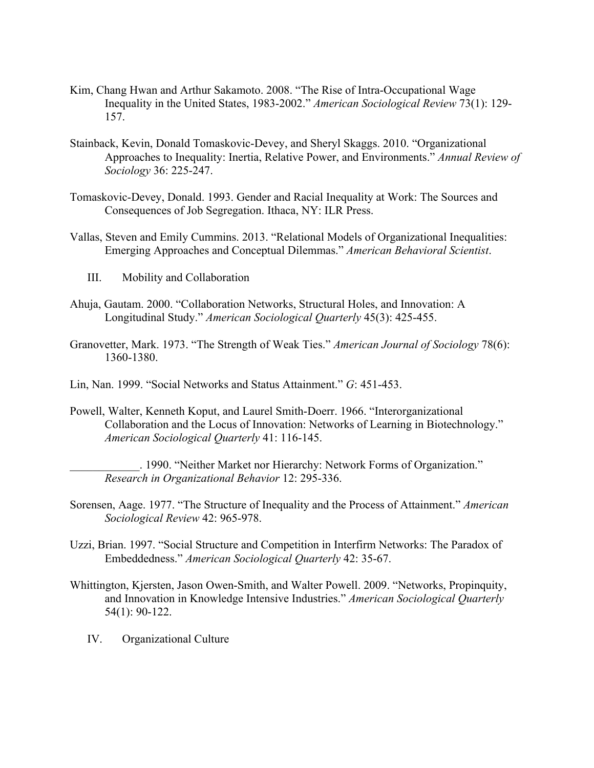Kim, Chang Hwan and Arthur Sakamoto. 2008. "The Rise of Intra-Occupational Wage Inequality in the United States, 1983-2002." *American Sociological Review* 73(1): 129-157.

Stainback, Kevin, Donald Tomaskovic-Devey, and Sheryl Skaggs. 2010. "Organizational Approaches to Inequality: Inertia, Relative Power, and Environments." *Annual Review of Sociology* 36: 225-247.

Tomaskovic-Devey, Donald. 1993. Gender and Racial Inequality at Work: The Sources and Consequences of Job Segregation. Ithaca, NY: ILR Press.

Vallas, Steven and Emily Cummins. 2013. "Relational Models of Organizational Inequalities: Emerging Approaches and Conceptual Dilemmas." *American Behavioral Scientist*.

## III. Mobility and Collaboration

Ahuja, Gautam. 2000. "Collaboration Networks, Structural Holes, and Innovation: A Longitudinal Study." *American Sociological Quarterly* 45(3): 425-455.

Granovetter, Mark. 1973. "The Strength of Weak Ties." *American Journal of Sociology* 78(6): 1360-1380.

Lin, Nan. 1999. "Social Networks and Status Attainment." *G*: 451-453.

Powell, Walter, Kenneth Koput, and Laurel Smith-Doerr. 1966. "Interorganizational Collaboration and the Locus of Innovation: Networks of Learning in Biotechnology." *American Sociological Quarterly* 41: 116-145.

____________. 1990. "Neither Market nor Hierarchy: Network Forms of Organization." *Research in Organizational Behavior* 12: 295-336.

Sorensen, Aage. 1977. "The Structure of Inequality and the Process of Attainment." *American Sociological Review* 42: 965-978.

Uzzi, Brian. 1997. "Social Structure and Competition in Interfirm Networks: The Paradox of Embeddedness." *American Sociological Quarterly* 42: 35-67.

Whittington, Kjersten, Jason Owen-Smith, and Walter Powell. 2009. "Networks, Propinquity, and Innovation in Knowledge Intensive Industries." *American Sociological Quarterly* 54(1): 90-122.

## IV. Organizational Culture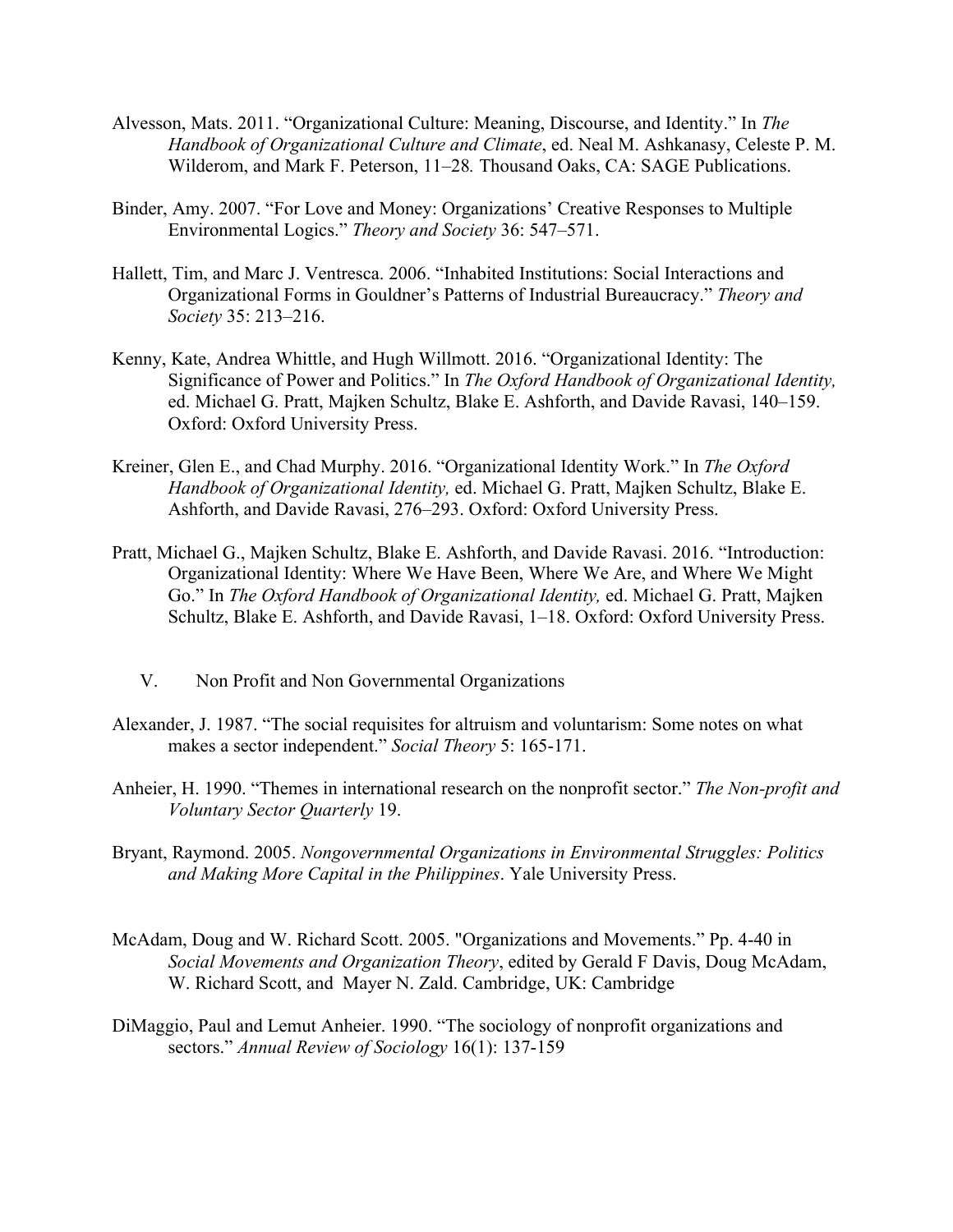Alvesson, Mats. 2011. "Organizational Culture: Meaning, Discourse, and Identity." In *The Handbook of Organizational Culture and Climate*, ed. Neal M. Ashkanasy, Celeste P. M. Wilderom, and Mark F. Peterson, 11–28*.* Thousand Oaks, CA: SAGE Publications.

Binder, Amy. 2007. "For Love and Money: Organizations' Creative Responses to Multiple Environmental Logics." *Theory and Society* 36: 547–571.

Hallett, Tim, and Marc J. Ventresca. 2006. "Inhabited Institutions: Social Interactions and Organizational Forms in Gouldner's Patterns of Industrial Bureaucracy." *Theory and Society* 35: 213–216.

Kenny, Kate, Andrea Whittle, and Hugh Willmott. 2016. "Organizational Identity: The Significance of Power and Politics." In *The Oxford Handbook of Organizational Identity,* ed. Michael G. Pratt, Majken Schultz, Blake E. Ashforth, and Davide Ravasi, 140–159. Oxford: Oxford University Press.

Kreiner, Glen E., and Chad Murphy. 2016. "Organizational Identity Work." In *The Oxford Handbook of Organizational Identity,* ed. Michael G. Pratt, Majken Schultz, Blake E. Ashforth, and Davide Ravasi, 276–293. Oxford: Oxford University Press.

Pratt, Michael G., Majken Schultz, Blake E. Ashforth, and Davide Ravasi. 2016. "Introduction: Organizational Identity: Where We Have Been, Where We Are, and Where We Might Go." In *The Oxford Handbook of Organizational Identity,* ed. Michael G. Pratt, Majken Schultz, Blake E. Ashforth, and Davide Ravasi, 1–18. Oxford: Oxford University Press.

## V. Non Profit and Non Governmental Organizations

Alexander, J. 1987. "The social requisites for altruism and voluntarism: Some notes on what makes a sector independent." *Social Theory* 5: 165-171.

Anheier, H. 1990. "Themes in international research on the nonprofit sector." *The Non-profit and Voluntary Sector Quarterly* 19.

Bryant, Raymond. 2005. *Nongovernmental Organizations in Environmental Struggles: Politics and Making More Capital in the Philippines*. Yale University Press.

McAdam, Doug and W. Richard Scott. 2005. "Organizations and Movements." Pp. 4-40 in *Social Movements and Organization Theory*, edited by Gerald F Davis, Doug McAdam, W. Richard Scott, and Mayer N. Zald. Cambridge, UK: Cambridge

DiMaggio, Paul and Lemut Anheier. 1990. "The sociology of nonprofit organizations and sectors." *Annual Review of Sociology* 16(1): 137-159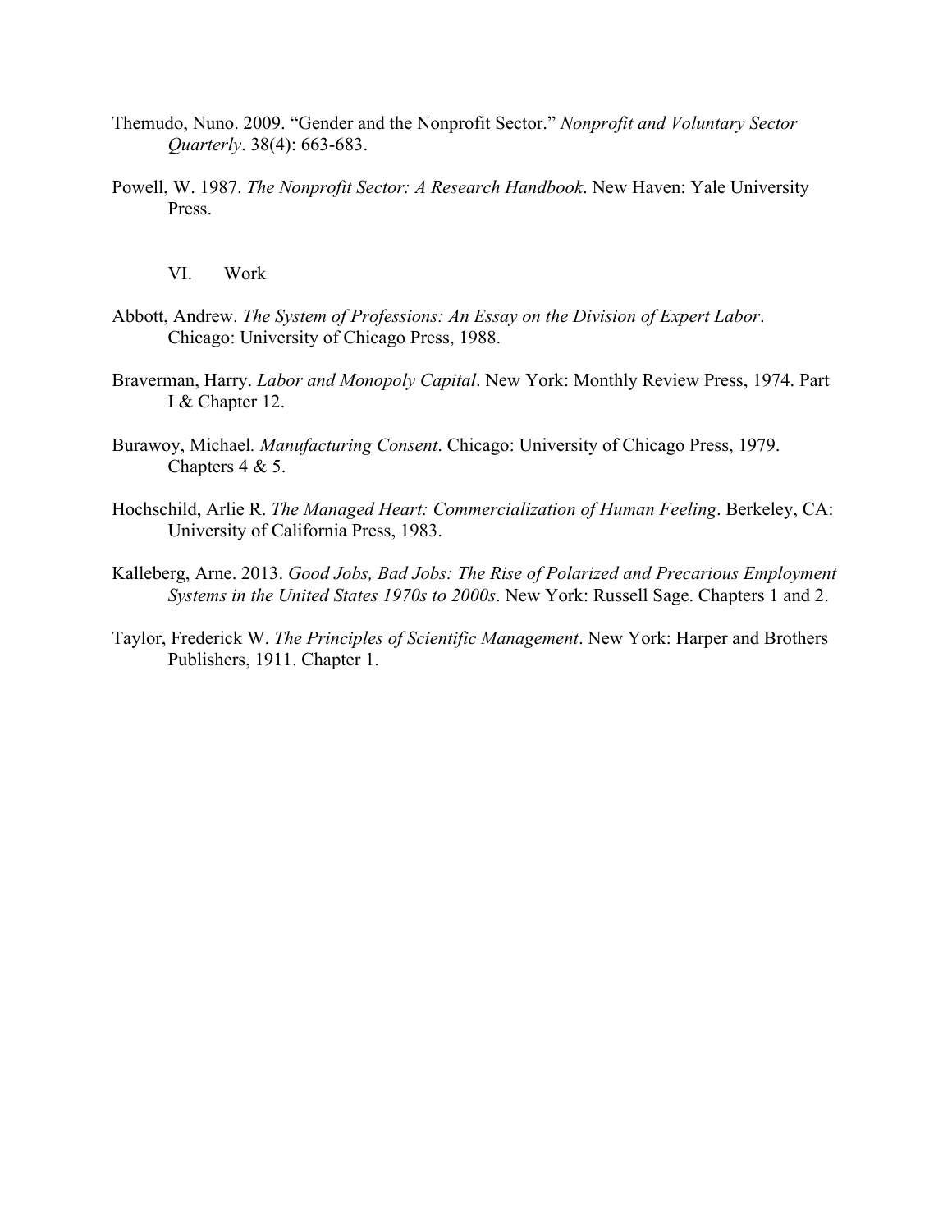Themudo, Nuno. 2009. "Gender and the Nonprofit Sector." *Nonprofit and Voluntary Sector Quarterly*. 38(4): 663-683.

Powell, W. 1987. *The Nonprofit Sector: A Research Handbook*. New Haven: Yale University Press.

## VI. Work

Abbott, Andrew. *The System of Professions: An Essay on the Division of Expert Labor*. Chicago: University of Chicago Press, 1988.

Braverman, Harry. *Labor and Monopoly Capital*. New York: Monthly Review Press, 1974. Part I & Chapter 12.

Burawoy, Michael. *Manufacturing Consent*. Chicago: University of Chicago Press, 1979. Chapters 4 & 5.

Hochschild, Arlie R. *The Managed Heart: Commercialization of Human Feeling*. Berkeley, CA: University of California Press, 1983.

Kalleberg, Arne. 2013. *Good Jobs, Bad Jobs: The Rise of Polarized and Precarious Employment Systems in the United States 1970s to 2000s*. New York: Russell Sage. Chapters 1 and 2.

Taylor, Frederick W. *The Principles of Scientific Management*. New York: Harper and Brothers Publishers, 1911. Chapter 1.